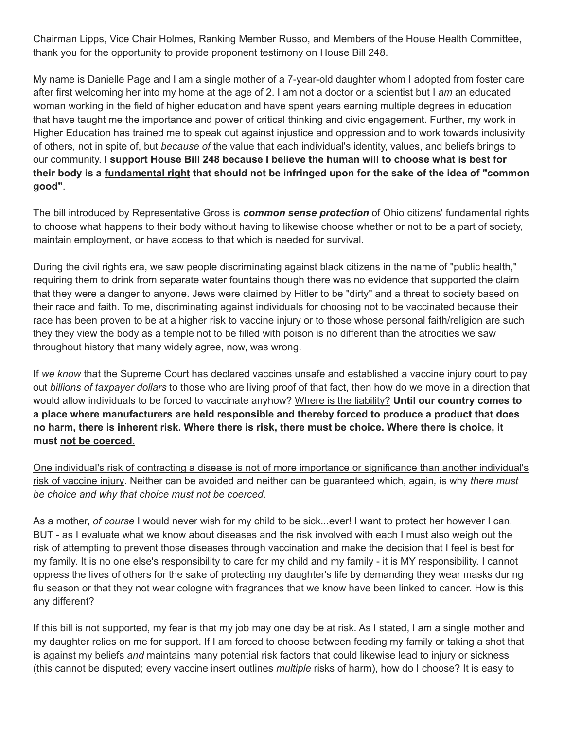Chairman Lipps, Vice Chair Holmes, Ranking Member Russo, and Members of the House Health Committee, thank you for the opportunity to provide proponent testimony on House Bill 248.

My name is Danielle Page and I am a single mother of a 7-year-old daughter whom I adopted from foster care after first welcoming her into my home at the age of 2. I am not a doctor or a scientist but I *am* an educated woman working in the field of higher education and have spent years earning multiple degrees in education that have taught me the importance and power of critical thinking and civic engagement. Further, my work in Higher Education has trained me to speak out against injustice and oppression and to work towards inclusivity of others, not in spite of, but *because of* the value that each individual's identity, values, and beliefs brings to our community. **I support House Bill 248 because I believe the human will to choose what is best for their body is a <u>fundamental right</u> that should not be infringed upon for the sake of the idea of "common good"**.

The bill introduced by Representative Gross is ***common sense protection*** of Ohio citizens' fundamental rights to choose what happens to their body without having to likewise choose whether or not to be a part of society, maintain employment, or have access to that which is needed for survival.

During the civil rights era, we saw people discriminating against black citizens in the name of "public health," requiring them to drink from separate water fountains though there was no evidence that supported the claim that they were a danger to anyone. Jews were claimed by Hitler to be "dirty" and a threat to society based on their race and faith. To me, discriminating against individuals for choosing not to be vaccinated because their race has been proven to be at a higher risk to vaccine injury or to those whose personal faith/religion are such they they view the body as a temple not to be filled with poison is no different than the atrocities we saw throughout history that many widely agree, now, was wrong.

If *we know* that the Supreme Court has declared vaccines unsafe and established a vaccine injury court to pay out *billions of taxpayer dollars* to those who are living proof of that fact, then how do we move in a direction that would allow individuals to be forced to vaccinate anyhow? <u>Where is the liability?</u> **Until our country comes to a place where manufacturers are held responsible and thereby forced to produce a product that does no harm, there is inherent risk. Where there is risk, there must be choice. Where there is choice, it must <u>not be coerced.</u>**

<u>One individual's risk of contracting a disease is not of more importance or significance than another individual's risk of vaccine injury</u>. Neither can be avoided and neither can be guaranteed which, again*,* is why *there must be choice and why that choice must not be coerced.*

As a mother, *of course* I would never wish for my child to be sick...ever! I want to protect her however I can. BUT - as I evaluate what we know about diseases and the risk involved with each I must also weigh out the risk of attempting to prevent those diseases through vaccination and make the decision that I feel is best for my family. It is no one else's responsibility to care for my child and my family - it is MY responsibility. I cannot oppress the lives of others for the sake of protecting my daughter's life by demanding they wear masks during flu season or that they not wear cologne with fragrances that we know have been linked to cancer. How is this any different?

If this bill is not supported, my fear is that my job may one day be at risk. As I stated, I am a single mother and my daughter relies on me for support. If I am forced to choose between feeding my family or taking a shot that is against my beliefs *and* maintains many potential risk factors that could likewise lead to injury or sickness (this cannot be disputed; every vaccine insert outlines *multiple* risks of harm), how do I choose? It is easy to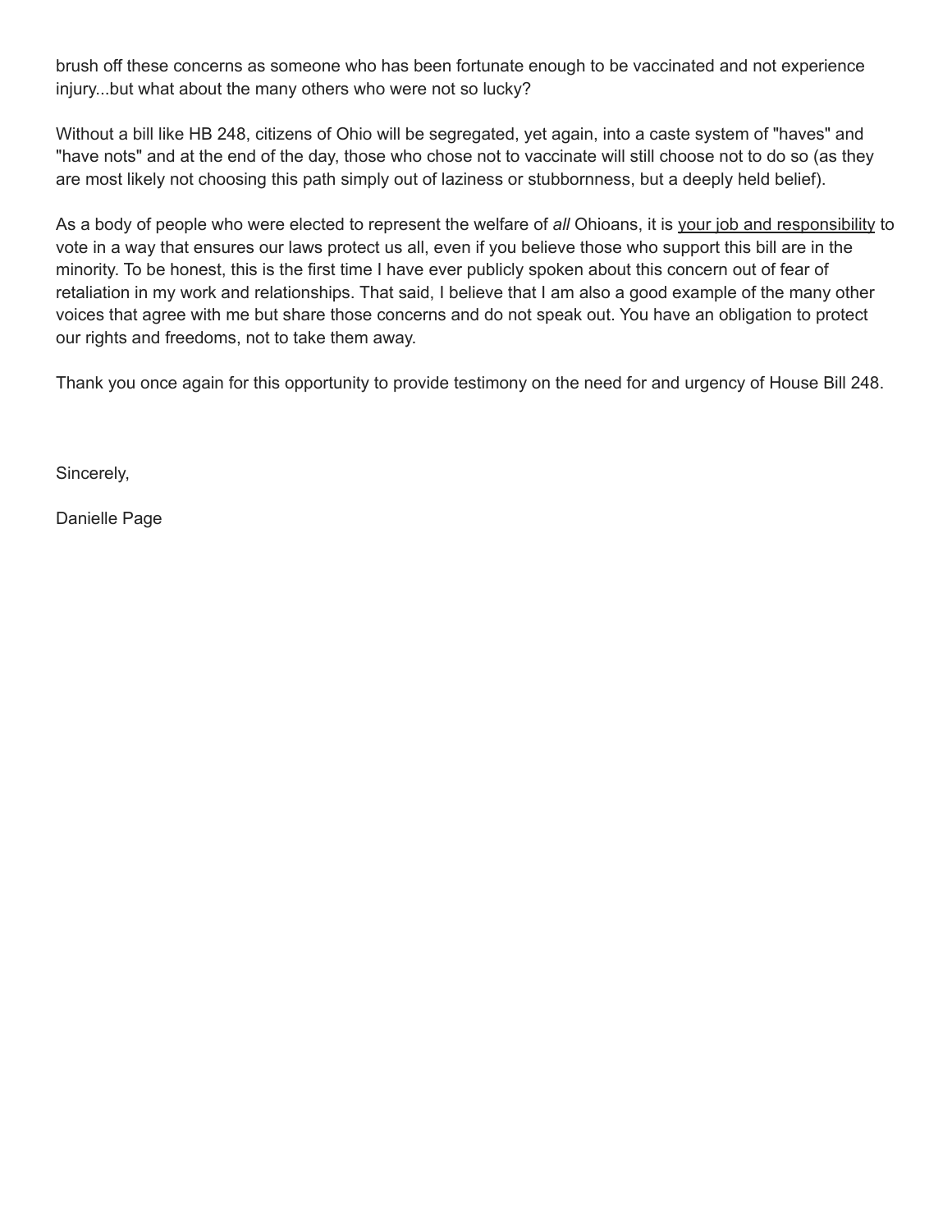brush off these concerns as someone who has been fortunate enough to be vaccinated and not experience injury...but what about the many others who were not so lucky?

Without a bill like HB 248, citizens of Ohio will be segregated, yet again, into a caste system of "haves" and "have nots" and at the end of the day, those who chose not to vaccinate will still choose not to do so (as they are most likely not choosing this path simply out of laziness or stubbornness, but a deeply held belief).

As a body of people who were elected to represent the welfare of *all* Ohioans, it is <u>your job and responsibility</u> to vote in a way that ensures our laws protect us all, even if you believe those who support this bill are in the minority. To be honest, this is the first time I have ever publicly spoken about this concern out of fear of retaliation in my work and relationships. That said, I believe that I am also a good example of the many other voices that agree with me but share those concerns and do not speak out. You have an obligation to protect our rights and freedoms, not to take them away.

Thank you once again for this opportunity to provide testimony on the need for and urgency of House Bill 248.

Sincerely,

Danielle Page